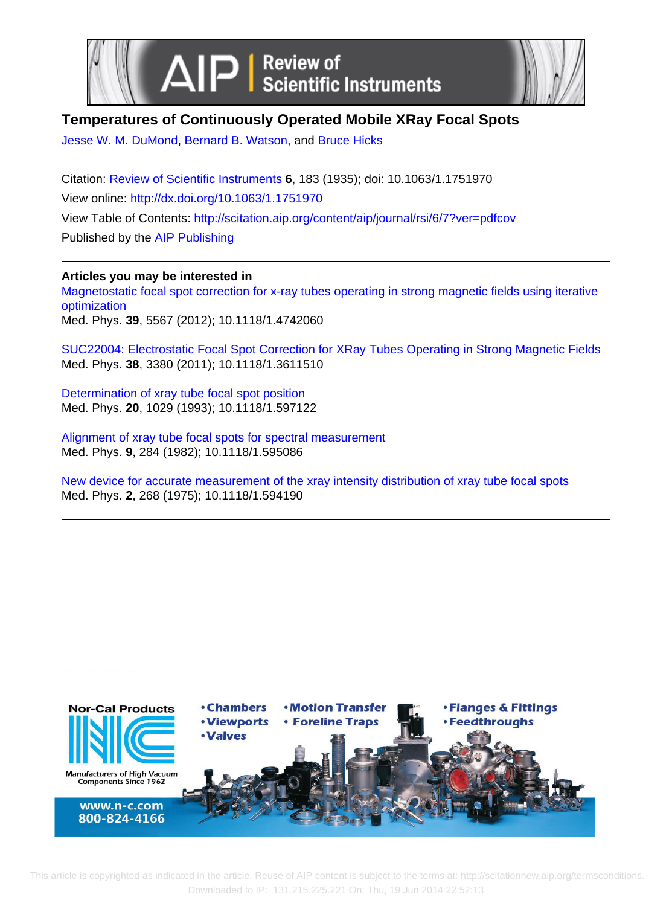# Temperatures of Continuously Operated Mobile XRay Focal Spots

Jesse W. M. DuMond, Bernard B. Watson, and Bruce Hicks

Citation: Review of Scientific Instruments **6**, 183 (1935); doi: 10.1063/1.1751970

View online: http://dx.doi.org/10.1063/1.1751970

View Table of Contents: http://scitation.aip.org/content/aip/journal/rsi/6/7?ver=pdfcov

Published by the AIP Publishing

---

**Articles you may be interested in**

Magnetostatic focal spot correction for x-ray tubes operating in strong magnetic fields using iterative optimization
Med. Phys. **39**, 5567 (2012); 10.1118/1.4742060

SUC22004: Electrostatic Focal Spot Correction for XRay Tubes Operating in Strong Magnetic Fields
Med. Phys. **38**, 3380 (2011); 10.1118/1.3611510

Determination of xray tube focal spot position
Med. Phys. **20**, 1029 (1993); 10.1118/1.597122

Alignment of xray tube focal spots for spectral measurement
Med. Phys. **9**, 284 (1982); 10.1118/1.595086

New device for accurate measurement of the xray intensity distribution of xray tube focal spots
Med. Phys. **2**, 268 (1975); 10.1118/1.594190

---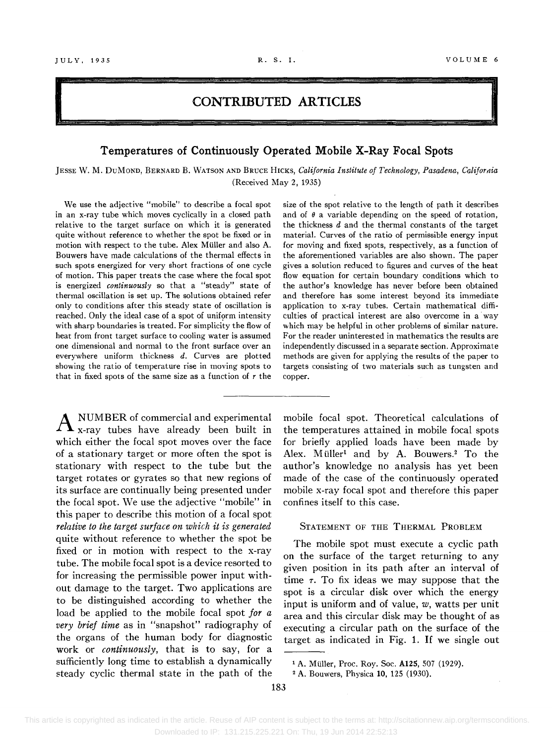# CONTRIBUTED ARTICLES

## Temperatures of Continuously Operated Mobile X-Ray Focal Spots

Jesse W. M. DuMond, Bernard B. Watson and Bruce Hicks, *California Institute of Technology, Pasadena, California*
(Received May 2, 1935)

We use the adjective "mobile" to describe a focal spot in an x-ray tube which moves cyclically in a closed path relative to the target surface on which it is generated quite without reference to whether the spot be fixed or in motion with respect to the tube. Alex Müller and also A. Bouwers have made calculations of the thermal effects in such spots energized for very short fractions of one cycle of motion. This paper treats the case where the focal spot is energized *continuously* so that a "steady" state of thermal oscillation is set up. The solutions obtained refer only to conditions after this steady state of oscillation is reached. Only the ideal case of a spot of uniform intensity with sharp boundaries is treated. For simplicity the flow of heat from front target surface to cooling water is assumed one dimensional and normal to the front surface over an everywhere uniform thickness $d$. Curves are plotted showing the ratio of temperature rise in moving spots to that in fixed spots of the same size as a function of $r$ the size of the spot relative to the length of path it describes and of $\theta$ a variable depending on the speed of rotation, the thickness $d$ and the thermal constants of the target material. Curves of the ratio of permissible energy input for moving and fixed spots, respectively, as a function of the aforementioned variables are also shown. The paper gives a solution reduced to figures and curves of the heat flow equation for certain boundary conditions which to the author's knowledge has never before been obtained and therefore has some interest beyond its immediate application to x-ray tubes. Certain mathematical difficulties of practical interest are also overcome in a way which may be helpful in other problems of similar nature. For the reader uninterested in mathematics the results are independently discussed in a separate section. Approximate methods are given for applying the results of the paper to targets consisting of two materials such as tungsten and copper.

---

A number of commercial and experimental x-ray tubes have already been built in which either the focal spot moves over the face of a stationary target or more often the spot is stationary with respect to the tube but the target rotates or gyrates so that new regions of its surface are continually being presented under the focal spot. We use the adjective "mobile" in this paper to describe this motion of a focal spot *relative to the target surface on which it is generated* quite without reference to whether the spot be fixed or in motion with respect to the x-ray tube. The mobile focal spot is a device resorted to for increasing the permissible power input without damage to the target. Two applications are to be distinguished according to whether the load be applied to the mobile focal spot *for a very brief time* as in "snapshot" radiography of the organs of the human body for diagnostic work or *continuously*, that is to say, for a sufficiently long time to establish a dynamically steady cyclic thermal state in the path of the mobile focal spot. Theoretical calculations of the temperatures attained in mobile focal spots for briefly applied loads have been made by Alex. Müller[1] and by A. Bouwers.[2] To the author's knowledge no analysis has yet been made of the case of the continuously operated mobile x-ray focal spot and therefore this paper confines itself to this case.

### Statement of the Thermal Problem

The mobile spot must execute a cyclic path on the surface of the target returning to any given position in its path after an interval of time $\tau$. To fix ideas we may suppose that the spot is a circular disk over which the energy input is uniform and of value, $w$, watts per unit area and this circular disk may be thought of as executing a circular path on the surface of the target as indicated in Fig. 1. If we single out

[1] A. Müller, Proc. Roy. Soc. **A125**, 507 (1929).
[2] A. Bouwers, Physica **10**, 125 (1930).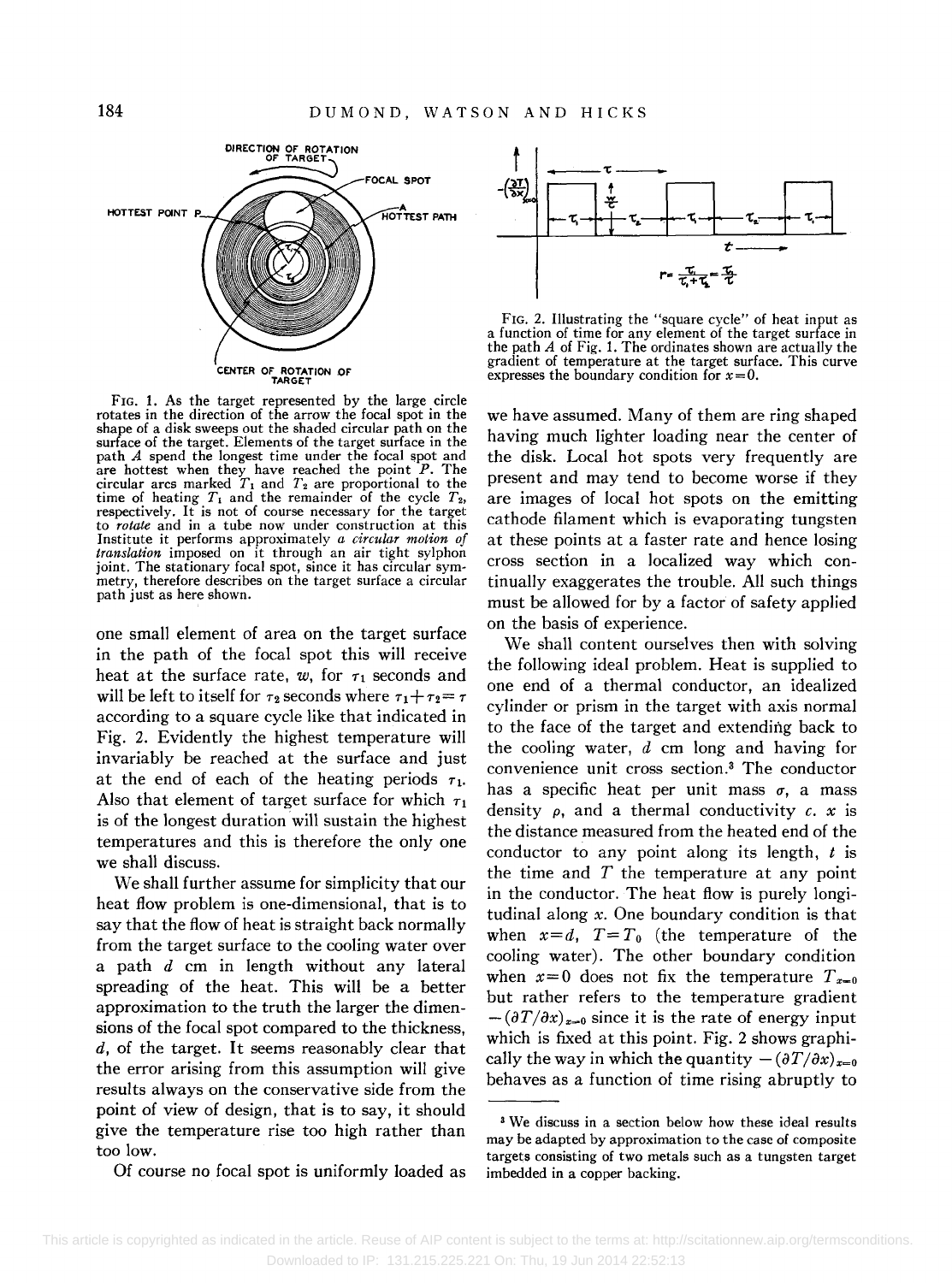FIG. 1. As the target represented by the large circle rotates in the direction of the arrow the focal spot in the shape of a disk sweeps out the shaded circular path on the surface of the target. Elements of the target surface in the path $A$ spend the longest time under the focal spot and are hottest when they have reached the point $P$. The circular arcs marked $T_1$ and $T_2$ are proportional to the time of heating $T_1$ and the remainder of the cycle $T_2$, respectively. It is not of course necessary for the target to *rotate* and in a tube now under construction at this Institute it performs approximately *a circular motion of translation* imposed on it through an air tight sylphon joint. The stationary focal spot, since it has circular symmetry, therefore describes on the target surface a circular path just as here shown.

FIG. 2. Illustrating the "square cycle" of heat input as a function of time for any element of the target surface in the path $A$ of Fig. 1. The ordinates shown are actually the gradient of temperature at the target surface. This curve expresses the boundary condition for $x=0$.

one small element of area on the target surface in the path of the focal spot this will receive heat at the surface rate, $w$, for $\tau_1$ seconds and will be left to itself for $\tau_2$ seconds where $\tau_1+\tau_2=\tau$ according to a square cycle like that indicated in Fig. 2. Evidently the highest temperature will invariably be reached at the surface and just at the end of each of the heating periods $\tau_1$. Also that element of target surface for which $\tau_1$ is of the longest duration will sustain the highest temperatures and this is therefore the only one we shall discuss.

We shall further assume for simplicity that our heat flow problem is one-dimensional, that is to say that the flow of heat is straight back normally from the target surface to the cooling water over a path $d$ cm in length without any lateral spreading of the heat. This will be a better approximation to the truth the larger the dimensions of the focal spot compared to the thickness, $d$, of the target. It seems reasonably clear that the error arising from this assumption will give results always on the conservative side from the point of view of design, that is to say, it should give the temperature rise too high rather than too low.

Of course no focal spot is uniformly loaded as we have assumed. Many of them are ring shaped having much lighter loading near the center of the disk. Local hot spots very frequently are present and may tend to become worse if they are images of local hot spots on the emitting cathode filament which is evaporating tungsten at these points at a faster rate and hence losing cross section in a localized way which continually exaggerates the trouble. All such things must be allowed for by a factor of safety applied on the basis of experience.

We shall content ourselves then with solving the following ideal problem. Heat is supplied to one end of a thermal conductor, an idealized cylinder or prism in the target with axis normal to the face of the target and extending back to the cooling water, $d$ cm long and having for convenience unit cross section.[3] The conductor has a specific heat per unit mass $\sigma$, a mass density $\rho$, and a thermal conductivity $c$. $x$ is the distance measured from the heated end of the conductor to any point along its length, $t$ is the time and $T$ the temperature at any point in the conductor. The heat flow is purely longitudinal along $x$. One boundary condition is that when $x=d$, $T=T_0$ (the temperature of the cooling water). The other boundary condition when $x=0$ does not fix the temperature $T_{x=0}$ but rather refers to the temperature gradient $-(\partial T/\partial x)_{x=0}$ since it is the rate of energy input which is fixed at this point. Fig. 2 shows graphically the way in which the quantity $-(\partial T/\partial x)_{x=0}$ behaves as a function of time rising abruptly to

[3] We discuss in a section below how these ideal results may be adapted by approximation to the case of composite targets consisting of two metals such as a tungsten target imbedded in a copper backing.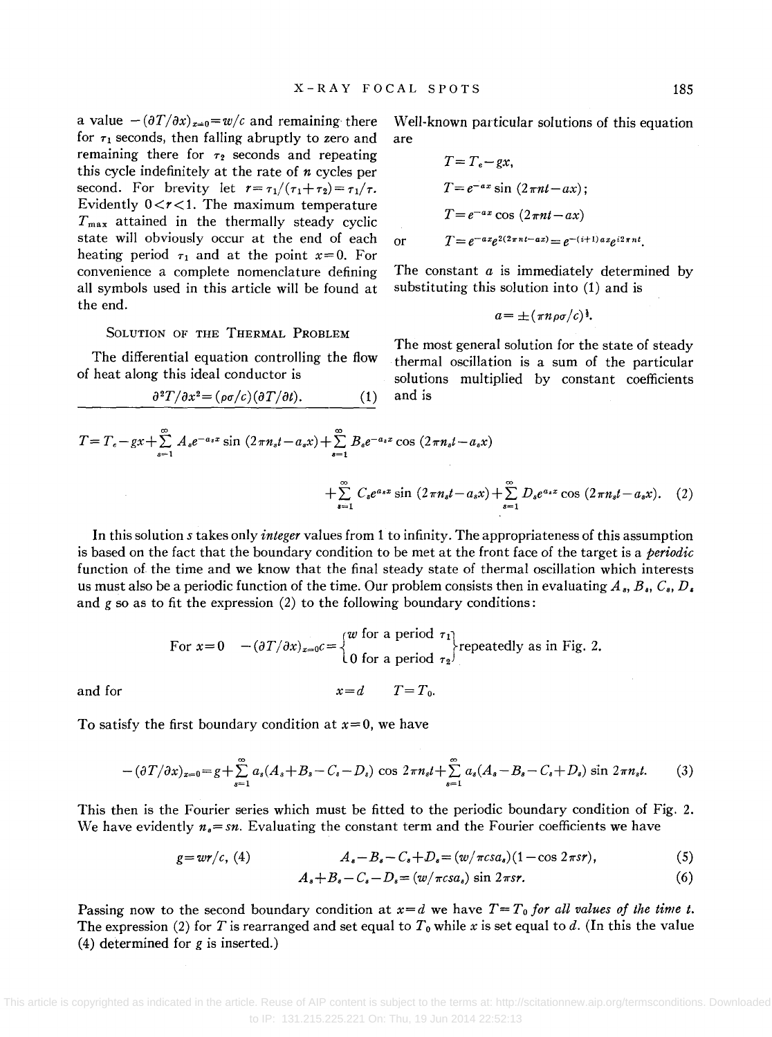a value $-(\partial T/\partial x)_{x=0}=w/c$ and remaining there for $\tau_1$ seconds, then falling abruptly to zero and remaining there for $\tau_2$ seconds and repeating this cycle indefinitely at the rate of $n$ cycles per second. For brevity let $r=\tau_1/(\tau_1+\tau_2)=\tau_1/\tau$. Evidently $0<r<1$. The maximum temperature $T_{\max}$ attained in the thermally steady cyclic state will obviously occur at the end of each heating period $\tau_1$ and at the point $x=0$. For convenience a complete nomenclature defining all symbols used in this article will be found at the end.

## Solution of the Thermal Problem

The differential equation controlling the flow of heat along this ideal conductor is

$$\partial^2 T/\partial x^2=(\rho\sigma/c)(\partial T/\partial t). \tag{1}$$

Well-known particular solutions of this equation are

$$T=T_e-gx,$$

$$T=e^{-ax}\sin(2\pi nt-ax);$$

$$T=e^{-ax}\cos(2\pi nt-ax)$$

or

$$T=e^{-ax}e^{i(2\pi nt-ax)}=e^{-(i+1)ax}e^{i2\pi nt}.$$

The constant $a$ is immediately determined by substituting this solution into (1) and is

$$a=\pm(\pi n\rho\sigma/c)^{\frac{1}{2}}.$$

The most general solution for the state of steady thermal oscillation is a sum of the particular solutions multiplied by constant coefficients and is

$$T=T_e-gx+\sum_{s=1}^{\infty}A_se^{-a_sx}\sin(2\pi n_st-a_sx)+\sum_{s=1}^{\infty}B_se^{-a_sx}\cos(2\pi n_st-a_sx)$$
$$+\sum_{s=1}^{\infty}C_se^{a_sx}\sin(2\pi n_st-a_sx)+\sum_{s=1}^{\infty}D_se^{a_sx}\cos(2\pi n_st-a_sx). \tag{2}$$

In this solution $s$ takes only *integer* values from 1 to infinity. The appropriateness of this assumption is based on the fact that the boundary condition to be met at the front face of the target is a *periodic* function of the time and we know that the final steady state of thermal oscillation which interests us must also be a periodic function of the time. Our problem consists then in evaluating $A_s$, $B_s$, $C_s$, $D_s$ and $g$ so as to fit the expression (2) to the following boundary conditions:

$$\text{For } x=0 \quad -(\partial T/\partial x)_{x=0}c=\begin{cases} w \text{ for a period } \tau_1 \\ 0 \text{ for a period } \tau_2 \end{cases} \text{repeatedly as in Fig. 2.}$$

and for $\quad x=d \quad T=T_0.$

To satisfy the first boundary condition at $x=0$, we have

$$-(\partial T/\partial x)_{x=0}=g+\sum_{s=1}^{\infty}a_s(A_s+B_s-C_s-D_s)\cos 2\pi n_st+\sum_{s=1}^{\infty}a_s(A_s-B_s-C_s+D_s)\sin 2\pi n_st. \tag{3}$$

This then is the Fourier series which must be fitted to the periodic boundary condition of Fig. 2. We have evidently $n_s=sn$. Evaluating the constant term and the Fourier coefficients we have

$$g=wr/c, \tag{4}$$

$$A_s-B_s-C_s+D_s=(w/\pi csa_s)(1-\cos 2\pi sr), \tag{5}$$

$$A_s+B_s-C_s-D_s=(w/\pi csa_s)\sin 2\pi sr. \tag{6}$$

Passing now to the second boundary condition at $x=d$ we have $T=T_0$ *for all values of the time t.* The expression (2) for $T$ is rearranged and set equal to $T_0$ while $x$ is set equal to $d$. (In this the value (4) determined for $g$ is inserted.)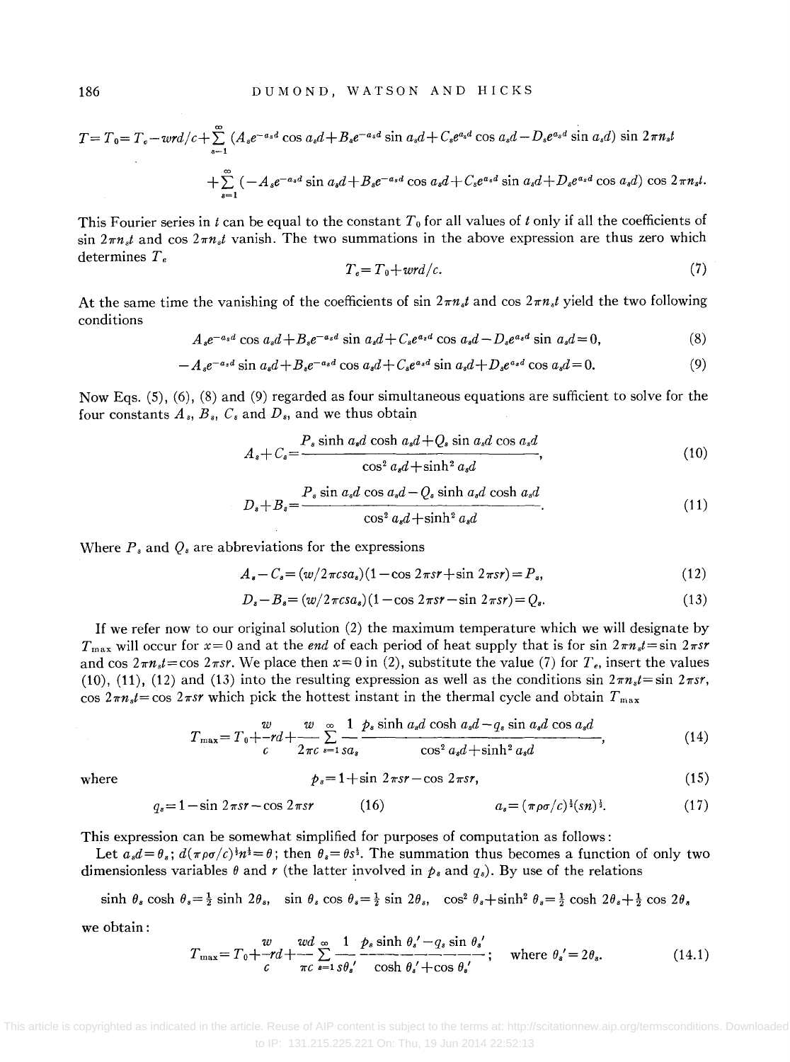$$T = T_0 = T_e - wrd/c + \sum_{s=1}^{\infty} (A_s e^{-a_s d}\cos a_s d + B_s e^{-a_s d}\sin a_s d + C_s e^{a_s d}\cos a_s d - D_s e^{a_s d}\sin a_s d)\sin 2\pi n_s t$$

$$+ \sum_{s=1}^{\infty} (-A_s e^{-a_s d}\sin a_s d + B_s e^{-a_s d}\cos a_s d + C_s e^{a_s d}\sin a_s d + D_s e^{a_s d}\cos a_s d)\cos 2\pi n_s t.$$

This Fourier series in $t$ can be equal to the constant $T_0$ for all values of $t$ only if all the coefficients of $\sin 2\pi n_s t$ and $\cos 2\pi n_s t$ vanish. The two summations in the above expression are thus zero which determines $T_e$

$$T_e = T_0 + wrd/c. \tag{7}$$

At the same time the vanishing of the coefficients of $\sin 2\pi n_s t$ and $\cos 2\pi n_s t$ yield the two following conditions

$$A_s e^{-a_s d}\cos a_s d + B_s e^{-a_s d}\sin a_s d + C_s e^{a_s d}\cos a_s d - D_s e^{a_s d}\sin a_s d = 0, \tag{8}$$

$$-A_s e^{-a_s d}\sin a_s d + B_s e^{-a_s d}\cos a_s d + C_s e^{a_s d}\sin a_s d + D_s e^{a_s d}\cos a_s d = 0. \tag{9}$$

Now Eqs. (5), (6), (8) and (9) regarded as four simultaneous equations are sufficient to solve for the four constants $A_s$, $B_s$, $C_s$ and $D_s$, and we thus obtain

$$A_s + C_s = \frac{P_s \sinh a_s d \cosh a_s d + Q_s \sin a_s d \cos a_s d}{\cos^2 a_s d + \sinh^2 a_s d}, \tag{10}$$

$$D_s + B_s = \frac{P_s \sin a_s d \cos a_s d - Q_s \sinh a_s d \cosh a_s d}{\cos^2 a_s d + \sinh^2 a_s d}. \tag{11}$$

Where $P_s$ and $Q_s$ are abbreviations for the expressions

$$A_s - C_s = (w/2\pi c s a_s)(1 - \cos 2\pi s r + \sin 2\pi s r) = P_s, \tag{12}$$

$$D_s - B_s = (w/2\pi c s a_s)(1 - \cos 2\pi s r - \sin 2\pi s r) = Q_s. \tag{13}$$

If we refer now to our original solution (2) the maximum temperature which we will designate by $T_{\max}$ will occur for $x=0$ and at the *end* of each period of heat supply that is for $\sin 2\pi n_s t = \sin 2\pi s r$ and $\cos 2\pi n_s t = \cos 2\pi s r$. We place then $x=0$ in (2), substitute the value (7) for $T_e$, insert the values (10), (11), (12) and (13) into the resulting expression as well as the conditions $\sin 2\pi n_s t = \sin 2\pi s r$, $\cos 2\pi n_s t = \cos 2\pi s r$ which pick the hottest instant in the thermal cycle and obtain $T_{\max}$

$$T_{\max} = T_0 + \frac{w}{c} r d + \frac{w}{2\pi c}\sum_{s=1}^{\infty} \frac{1}{s a_s} \frac{p_s \sinh a_s d \cosh a_s d - q_s \sin a_s d \cos a_s d}{\cos^2 a_s d + \sinh^2 a_s d}, \tag{14}$$

where

$$p_s = 1 + \sin 2\pi s r - \cos 2\pi s r, \tag{15}$$

$$q_s = 1 - \sin 2\pi s r - \cos 2\pi s r \quad (16) \qquad a_s = (\pi \rho \sigma / c)^{\frac{1}{2}} (s n)^{\frac{1}{2}}. \quad (17)$$

This expression can be somewhat simplified for purposes of computation as follows:

Let $a_s d = \theta_s$; $d(\pi\rho\sigma/c)^{\frac{1}{2}} n^{\frac{1}{2}} = \theta$; then $\theta_s = \theta s^{\frac{1}{2}}$. The summation thus becomes a function of only two dimensionless variables $\theta$ and $r$ (the latter involved in $p_s$ and $q_s$). By use of the relations

$$\sinh\theta_s \cosh\theta_s = \tfrac{1}{2}\sinh 2\theta_s, \quad \sin\theta_s\cos\theta_s = \tfrac{1}{2}\sin 2\theta_s, \quad \cos^2\theta_s + \sinh^2\theta_s = \tfrac{1}{2}\cosh 2\theta_s + \tfrac{1}{2}\cos 2\theta_s$$

we obtain:

$$T_{\max} = T_0 + \frac{w}{c} r d + \frac{wd}{\pi c}\sum_{s=1}^{\infty} \frac{1}{s\theta_s'} \frac{p_s \sinh\theta_s' - q_s \sin\theta_s'}{\cosh\theta_s' + \cos\theta_s'}; \quad \text{where } \theta_s' = 2\theta_s. \tag{14.1}$$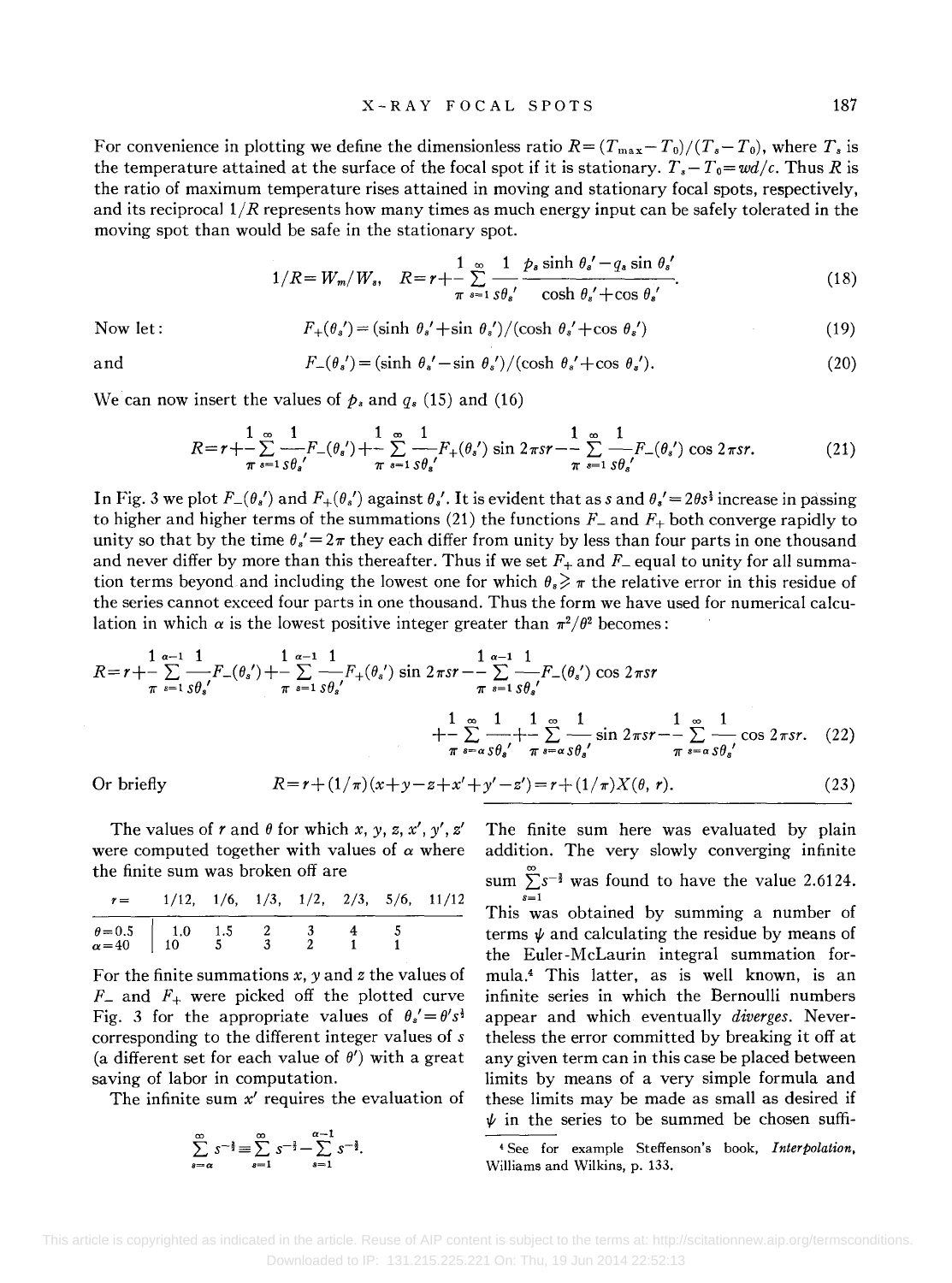For convenience in plotting we define the dimensionless ratio $R=(T_{\max}-T_0)/(T_s-T_0)$, where $T_s$ is the temperature attained at the surface of the focal spot if it is stationary. $T_s-T_0=wd/c$. Thus $R$ is the ratio of maximum temperature rises attained in moving and stationary focal spots, respectively, and its reciprocal $1/R$ represents how many times as much energy input can be safely tolerated in the moving spot than would be safe in the stationary spot.

$$1/R=W_m/W_s,\quad R=r+\frac{1}{\pi}\sum_{s=1}^{\infty}\frac{1}{s\theta_s'}\frac{p_s\sinh\theta_s'-q_s\sin\theta_s'}{\cosh\theta_s'+\cos\theta_s'}. \tag{18}$$

Now let:

$$F_+(\theta_s')=(\sinh\theta_s'+\sin\theta_s')/(\cosh\theta_s'+\cos\theta_s') \tag{19}$$

and

$$F_-(\theta_s')=(\sinh\theta_s'-\sin\theta_s')/(\cosh\theta_s'+\cos\theta_s'). \tag{20}$$

We can now insert the values of $p_s$ and $q_s$ (15) and (16)

$$R=r+\frac{1}{\pi}\sum_{s=1}^{\infty}\frac{1}{s\theta_s'}F_-(\theta_s')+\frac{1}{\pi}\sum_{s=1}^{\infty}\frac{1}{s\theta_s'}F_+(\theta_s')\sin 2\pi sr-\frac{1}{\pi}\sum_{s=1}^{\infty}\frac{1}{s\theta_s'}F_-(\theta_s')\cos 2\pi sr. \tag{21}$$

In Fig. 3 we plot $F_-(\theta_s')$ and $F_+(\theta_s')$ against $\theta_s'$. It is evident that as $s$ and $\theta_s'=2\theta s^{\frac{1}{2}}$ increase in passing to higher and higher terms of the summations (21) the functions $F_-$ and $F_+$ both converge rapidly to unity so that by the time $\theta_s'=2\pi$ they each differ from unity by less than four parts in one thousand and never differ by more than this thereafter. Thus if we set $F_+$ and $F_-$ equal to unity for all summation terms beyond and including the lowest one for which $\theta_s\geqslant\pi$ the relative error in this residue of the series cannot exceed four parts in one thousand. Thus the form we have used for numerical calculation in which $\alpha$ is the lowest positive integer greater than $\pi^2/\theta^2$ becomes:

$$\begin{aligned}R=r+\frac{1}{\pi}\sum_{s=1}^{\alpha-1}\frac{1}{s\theta_s'}F_-(\theta_s')+\frac{1}{\pi}\sum_{s=1}^{\alpha-1}\frac{1}{s\theta_s'}F_+(\theta_s')\sin 2\pi sr-\frac{1}{\pi}\sum_{s=1}^{\alpha-1}\frac{1}{s\theta_s'}F_-(\theta_s')\cos 2\pi sr\\ +\frac{1}{\pi}\sum_{s=\alpha}^{\infty}\frac{1}{s\theta_s'}+\frac{1}{\pi}\sum_{s=\alpha}^{\infty}\frac{1}{s\theta_s'}\sin 2\pi sr-\frac{1}{\pi}\sum_{s=\alpha}^{\infty}\frac{1}{s\theta_s'}\cos 2\pi sr.\end{aligned} \tag{22}$$

Or briefly

$$R=r+(1/\pi)(x+y-z+x'+y'-z')=r+(1/\pi)X(\theta,r). \tag{23}$$

The values of $r$ and $\theta$ for which $x, y, z, x', y', z'$ were computed together with values of $\alpha$ where the finite sum was broken off are

| $r=$ | 1/12, | 1/6, | 1/3, | 1/2, | 2/3, | 5/6, | 11/12 |
|---|---|---|---|---|---|---|---|
| $\theta=0.5$ | 1.0 | 1.5 | 2 | 3 | 4 | 5 | |
| $\alpha=40$ | 10 | 5 | 3 | 2 | 1 | 1 | |

For the finite summations $x$, $y$ and $z$ the values of $F_-$ and $F_+$ were picked off the plotted curve Fig. 3 for the appropriate values of $\theta_s'=\theta' s^{\frac{1}{2}}$ corresponding to the different integer values of $s$ (a different set for each value of $\theta'$) with a great saving of labor in computation.

The infinite sum $x'$ requires the evaluation of

$$\sum_{s=\alpha}^{\infty}s^{-\frac{3}{2}}\equiv\sum_{s=1}^{\infty}s^{-\frac{3}{2}}-\sum_{s=1}^{\alpha-1}s^{-\frac{3}{2}}.$$

The finite sum here was evaluated by plain addition. The very slowly converging infinite sum $\sum_{s=1}^{\infty}s^{-\frac{3}{2}}$ was found to have the value 2.6124. This was obtained by summing a number of terms $\psi$ and calculating the residue by means of the Euler-McLaurin integral summation formula.[4] This latter, as is well known, is an infinite series in which the Bernoulli numbers appear and which eventually *diverges*. Nevertheless the error committed by breaking it off at any given term can in this case be placed between limits by means of a very simple formula and these limits may be made as small as desired if $\psi$ in the series to be summed be chosen suffi-

[4] See for example Steffenson's book, *Interpolation*, Williams and Wilkins, p. 133.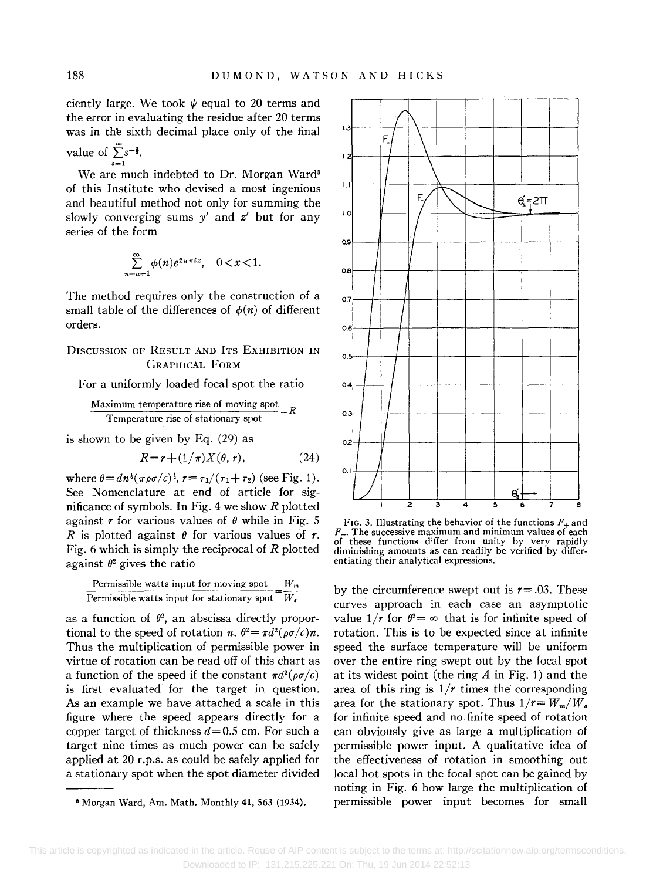ciently large. We took $\psi$ equal to 20 terms and the error in evaluating the residue after 20 terms was in the sixth decimal place only of the final value of $\sum_{s=1}^{\infty} s^{-\frac{3}{2}}$.

We are much indebted to Dr. Morgan Ward[5] of this Institute who devised a most ingenious and beautiful method not only for summing the slowly converging sums $y'$ and $z'$ but for any series of the form

$$\sum_{n=a+1}^{\infty} \phi(n) e^{2n\pi i x}, \quad 0 < x < 1.$$

The method requires only the construction of a small table of the differences of $\phi(n)$ of different orders.

## Discussion of Result and Its Exhibition in Graphical Form

For a uniformly loaded focal spot the ratio

$$\frac{\text{Maximum temperature rise of moving spot}}{\text{Temperature rise of stationary spot}} = R$$

is shown to be given by Eq. (29) as

$$R = r + (1/\pi) X(\theta, r), \tag{24}$$

where $\theta = d n^{\frac{1}{2}} (\pi \rho \sigma / c)^{\frac{1}{2}}$, $r = \tau_1 / (\tau_1 + \tau_2)$ (see Fig. 1). See Nomenclature at end of article for significance of symbols. In Fig. 4 we show $R$ plotted against $r$ for various values of $\theta$ while in Fig. 5 $R$ is plotted against $\theta$ for various values of $r$. Fig. 6 which is simply the reciprocal of $R$ plotted against $\theta^2$ gives the ratio

$$\frac{\text{Permissible watts input for moving spot}}{\text{Permissible watts input for stationary spot}} = \frac{W_m}{W_s}$$

as a function of $\theta^2$, an abscissa directly proportional to the speed of rotation $n$. $\theta^2 = \pi d^2 (\rho \sigma / c) n$. Thus the multiplication of permissible power in virtue of rotation can be read off of this chart as a function of the speed if the constant $\pi d^2 (\rho \sigma / c)$ is first evaluated for the target in question. As an example we have attached a scale in this figure where the speed appears directly for a copper target of thickness $d = 0.5$ cm. For such a target nine times as much power can be safely applied at 20 r.p.s. as could be safely applied for a stationary spot when the spot diameter divided by the circumference swept out is $r = .03$. These curves approach in each case an asymptotic value $1/r$ for $\theta^2 = \infty$ that is for infinite speed of rotation. This is to be expected since at infinite speed the surface temperature will be uniform over the entire ring swept out by the focal spot at its widest point (the ring $A$ in Fig. 1) and the area of this ring is $1/r$ times the corresponding area for the stationary spot. Thus $1/r = W_m / W_s$ for infinite speed and no finite speed of rotation can obviously give as large a multiplication of permissible power input. A qualitative idea of the effectiveness of rotation in smoothing out local hot spots in the focal spot can be gained by noting in Fig. 6 how large the multiplication of permissible power input becomes for small

FIG. 3. Illustrating the behavior of the functions $F_+$ and $F_-$. The successive maximum and minimum values of each of these functions differ from unity by very rapidly diminishing amounts as can readily be verified by differentiating their analytical expressions.

---

[5] Morgan Ward, Am. Math. Monthly **41**, 563 (1934).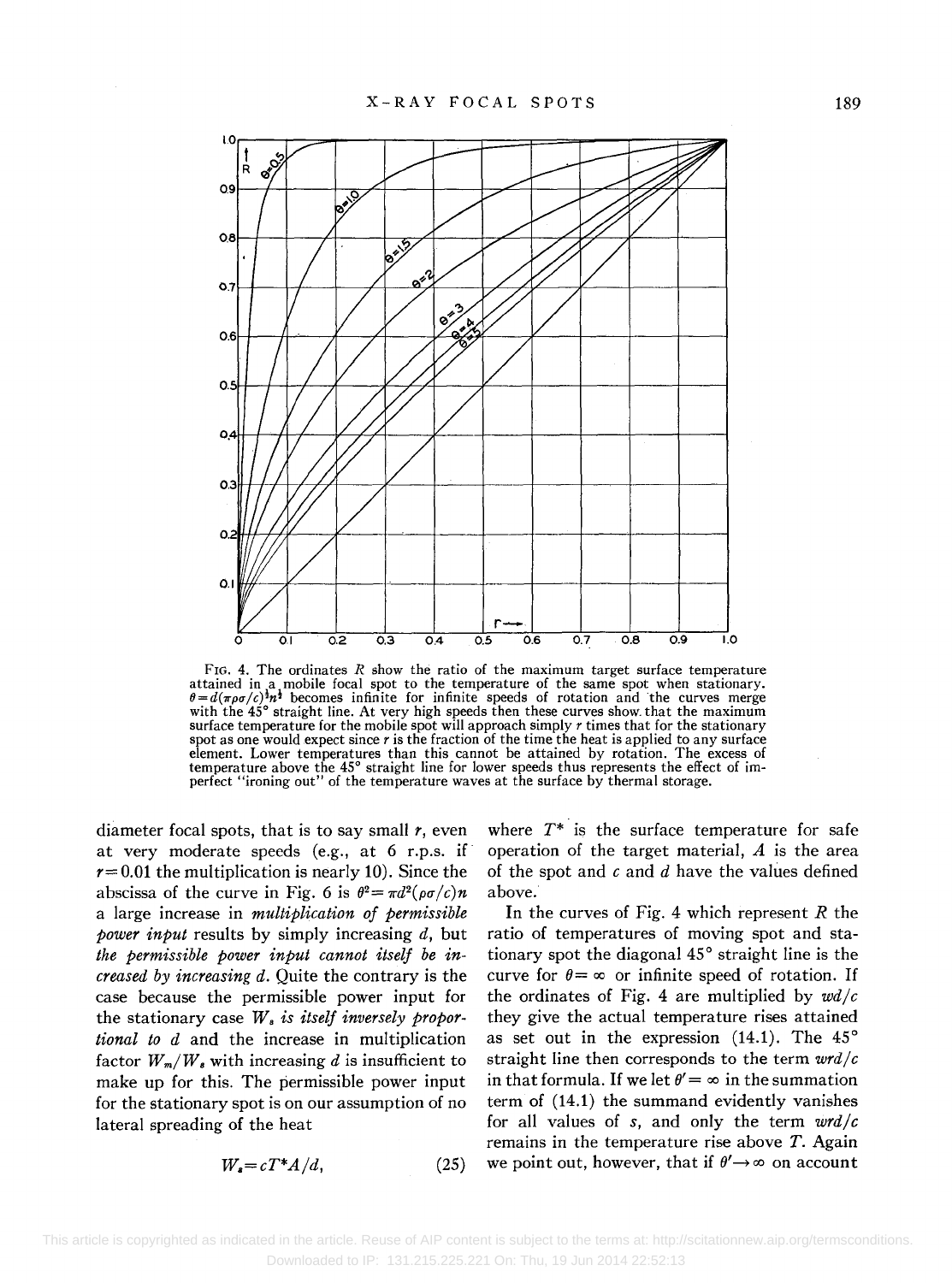FIG. 4. The ordinates $R$ show the ratio of the maximum target surface temperature attained in a mobile focal spot to the temperature of the same spot when stationary. $\theta = d(\pi\rho\sigma/c)^{\frac{1}{2}}n^{\frac{1}{2}}$ becomes infinite for infinite speeds of rotation and the curves merge with the 45° straight line. At very high speeds then these curves show that the maximum surface temperature for the mobile spot will approach simply $r$ times that for the stationary spot as one would expect since $r$ is the fraction of the time the heat is applied to any surface element. Lower temperatures than this cannot be attained by rotation. The excess of temperature above the 45° straight line for lower speeds thus represents the effect of imperfect "ironing out" of the temperature waves at the surface by thermal storage.

diameter focal spots, that is to say small $r$, even at very moderate speeds (e.g., at 6 r.p.s. if $r = 0.01$ the multiplication is nearly 10). Since the abscissa of the curve in Fig. 6 is $\theta^2 = \pi d^2(\rho\sigma/c)n$ a large increase in *multiplication of permissible power input* results by simply increasing $d$, but *the permissible power input cannot itself be increased by increasing* $d$. Quite the contrary is the case because the permissible power input for the stationary case $W_s$ *is itself inversely proportional to* $d$ and the increase in multiplication factor $W_m/W_s$ with increasing $d$ is insufficient to make up for this. The permissible power input for the stationary spot is on our assumption of no lateral spreading of the heat

$$W_s = cT^*A/d, \tag{25}$$

where $T^*$ is the surface temperature for safe operation of the target material, $A$ is the area of the spot and $c$ and $d$ have the values defined above.

In the curves of Fig. 4 which represent $R$ the ratio of temperatures of moving spot and stationary spot the diagonal 45° straight line is the curve for $\theta = \infty$ or infinite speed of rotation. If the ordinates of Fig. 4 are multiplied by $wd/c$ they give the actual temperature rises attained as set out in the expression (14.1). The 45° straight line then corresponds to the term $wrd/c$ in that formula. If we let $\theta' = \infty$ in the summation term of (14.1) the summand evidently vanishes for all values of $s$, and only the term $wrd/c$ remains in the temperature rise above $T$. Again we point out, however, that if $\theta' \rightarrow \infty$ on account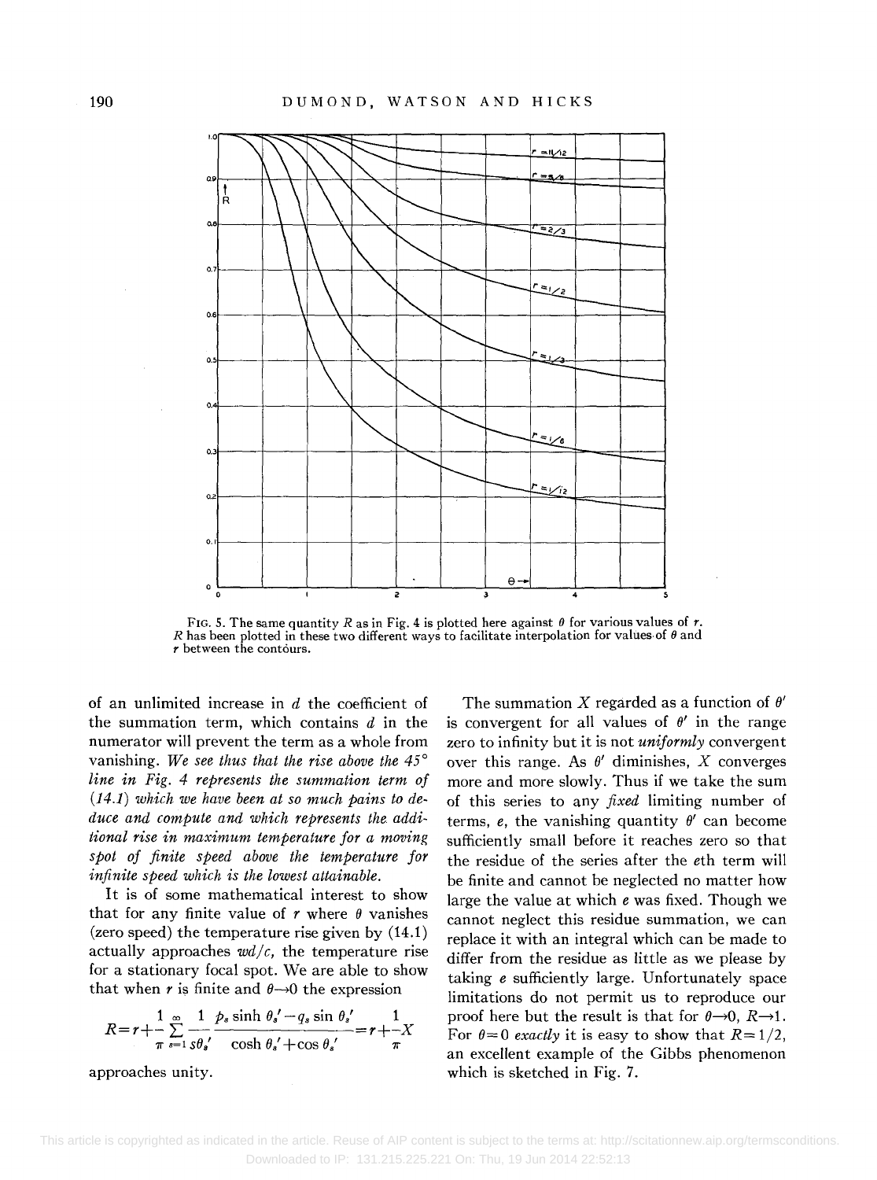FIG. 5. The same quantity $R$ as in Fig. 4 is plotted here against $\theta$ for various values of $r$. $R$ has been plotted in these two different ways to facilitate interpolation for values of $\theta$ and $r$ between the contours.

of an unlimited increase in $d$ the coefficient of the summation term, which contains $d$ in the numerator will prevent the term as a whole from vanishing. *We see thus that the rise above the 45° line in Fig. 4 represents the summation term of (14.1) which we have been at so much pains to deduce and compute and which represents the additional rise in maximum temperature for a moving spot of finite speed above the temperature for infinite speed which is the lowest attainable.*

It is of some mathematical interest to show that for any finite value of $r$ where $\theta$ vanishes (zero speed) the temperature rise given by (14.1) actually approaches $wd/c$, the temperature rise for a stationary focal spot. We are able to show that when $r$ is finite and $\theta \rightarrow 0$ the expression

$$R = r + \frac{1}{\pi} \sum_{s=1}^{\infty} \frac{1}{s\theta_s'} \frac{p_s \sinh \theta_s' - q_s \sin \theta_s'}{\cosh \theta_s' + \cos \theta_s'} = r + \frac{1}{\pi} X$$

approaches unity.

The summation $X$ regarded as a function of $\theta'$ is convergent for all values of $\theta'$ in the range zero to infinity but it is not *uniformly* convergent over this range. As $\theta'$ diminishes, $X$ converges more and more slowly. Thus if we take the sum of this series to any *fixed* limiting number of terms, $e$, the vanishing quantity $\theta'$ can become sufficiently small before it reaches zero so that the residue of the series after the $e$th term will be finite and cannot be neglected no matter how large the value at which $e$ was fixed. Though we cannot neglect this residue summation, we can replace it with an integral which can be made to differ from the residue as little as we please by taking $e$ sufficiently large. Unfortunately space limitations do not permit us to reproduce our proof here but the result is that for $\theta \rightarrow 0$, $R \rightarrow 1$. For $\theta = 0$ *exactly* it is easy to show that $R = 1/2$, an excellent example of the Gibbs phenomenon which is sketched in Fig. 7.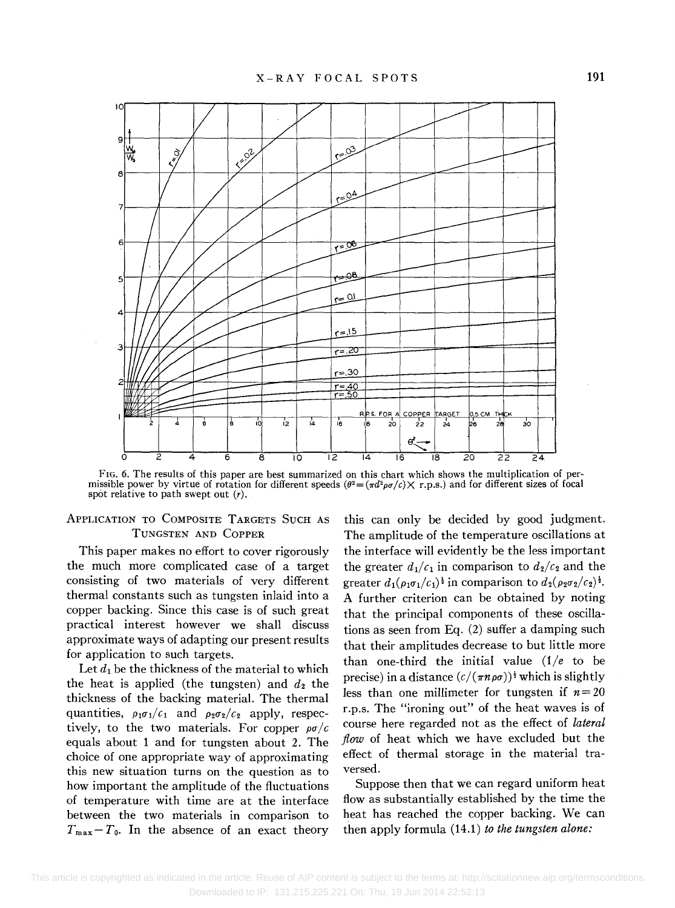FIG. 6. The results of this paper are best summarized on this chart which shows the multiplication of permissible power by virtue of rotation for different speeds ($\theta^2 = (\pi d^2 \rho\sigma/c) \times$ r.p.s.) and for different sizes of focal spot relative to path swept out ($r$).

## Application to Composite Targets Such as Tungsten and Copper

This paper makes no effort to cover rigorously the much more complicated case of a target consisting of two materials of very different thermal constants such as tungsten inlaid into a copper backing. Since this case is of such great practical interest however we shall discuss approximate ways of adapting our present results for application to such targets.

Let $d_1$ be the thickness of the material to which the heat is applied (the tungsten) and $d_2$ the thickness of the backing material. The thermal quantities, $\rho_1\sigma_1/c_1$ and $\rho_2\sigma_2/c_2$ apply, respectively, to the two materials. For copper $\rho\sigma/c$ equals about 1 and for tungsten about 2. The choice of one appropriate way of approximating this new situation turns on the question as to how important the amplitude of the fluctuations of temperature with time are at the interface between the two materials in comparison to $T_{\max} - T_0$. In the absence of an exact theory this can only be decided by good judgment. The amplitude of the temperature oscillations at the interface will evidently be the less important the greater $d_1/c_1$ in comparison to $d_2/c_2$ and the greater $d_1(\rho_1\sigma_1/c_1)^{\frac{1}{2}}$ in comparison to $d_2(\rho_2\sigma_2/c_2)^{\frac{1}{2}}$. A further criterion can be obtained by noting that the principal components of these oscillations as seen from Eq. (2) suffer a damping such that their amplitudes decrease to but little more than one-third the initial value ($1/e$ to be precise) in a distance $(c/(\pi n \rho\sigma))^{\frac{1}{2}}$ which is slightly less than one millimeter for tungsten if $n = 20$ r.p.s. The "ironing out" of the heat waves is of course here regarded not as the effect of *lateral flow* of heat which we have excluded but the effect of thermal storage in the material traversed.

Suppose then that we can regard uniform heat flow as substantially established by the time the heat has reached the copper backing. We can then apply formula (14.1) *to the tungsten alone:*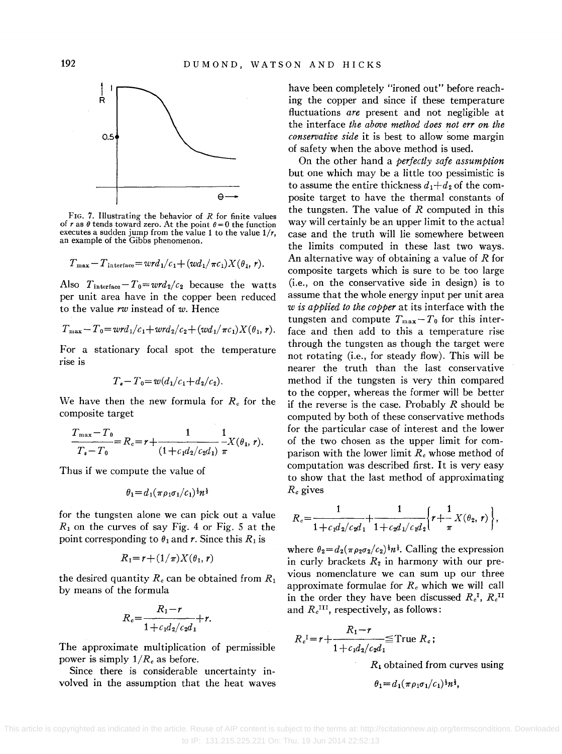FIG. 7. Illustrating the behavior of $R$ for finite values of $r$ as $\theta$ tends toward zero. At the point $\theta=0$ the function executes a sudden jump from the value 1 to the value $1/r$, an example of the Gibbs phenomenon.

$$T_{\text{max}}-T_{\text{interface}}=wrd_1/c_1+(wd_1/\pi c_1)X(\theta_1, r).$$

Also $T_{\text{interface}}-T_0=wrd_2/c_2$ because the watts per unit area have in the copper been reduced to the value $rw$ instead of $w$. Hence

$$T_{\text{max}}-T_0=wrd_1/c_1+wrd_2/c_2+(wd_1/\pi c_1)X(\theta_1, r).$$

For a stationary focal spot the temperature rise is

$$T_s-T_0=w(d_1/c_1+d_2/c_2).$$

We have then the new formula for $R_c$ for the composite target

$$\frac{T_{\text{max}}-T_0}{T_s-T_0}=R_c=r+\frac{1}{(1+c_1d_2/c_2d_1)}\frac{1}{\pi}X(\theta_1, r).$$

Thus if we compute the value of

$$\theta_1=d_1(\pi\rho_1\sigma_1/c_1)^{\frac{1}{2}}n^{\frac{1}{2}}$$

for the tungsten alone we can pick out a value $R_1$ on the curves of say Fig. 4 or Fig. 5 at the point corresponding to $\theta_1$ and $r$. Since this $R_1$ is

$$R_1=r+(1/\pi)X(\theta_1, r)$$

the desired quantity $R_c$ can be obtained from $R_1$ by means of the formula

$$R_c=\frac{R_1-r}{1+c_1d_2/c_2d_1}+r.$$

The approximate multiplication of permissible power is simply $1/R_c$ as before.

Since there is considerable uncertainty involved in the assumption that the heat waves have been completely "ironed out" before reaching the copper and since if these temperature fluctuations *are* present and not negligible at the interface *the above method does not err on the conservative side* it is best to allow some margin of safety when the above method is used.

On the other hand a *perfectly safe assumption* but one which may be a little too pessimistic is to assume the entire thickness $d_1+d_2$ of the composite target to have the thermal constants of the tungsten. The value of $R$ computed in this way will certainly be an upper limit to the actual case and the truth will lie somewhere between the limits computed in these last two ways. An alternative way of obtaining a value of $R$ for composite targets which is sure to be too large (i.e., on the conservative side in design) is to assume that the whole energy input per unit area *$w$ is applied to the copper* at its interface with the tungsten and compute $T_{\text{max}}-T_0$ for this interface and then add to this a temperature rise through the tungsten as though the target were not rotating (i.e., for steady flow). This will be nearer the truth than the last conservative method if the tungsten is very thin compared to the copper, whereas the former will be better if the reverse is the case. Probably $R$ should be computed by both of these conservative methods for the particular case of interest and the lower of the two chosen as the upper limit for comparison with the lower limit $R_c$ whose method of computation was described first. It is very easy to show that the last method of approximating $R_c$ gives

$$R_c=\frac{1}{1+c_1d_2/c_2d_1}+\frac{1}{1+c_2d_1/c_1d_2}\left\{r+\frac{1}{\pi}X(\theta_2, r)\right\},$$

where $\theta_2=d_2(\pi\rho_2\sigma_2/c_2)^{\frac{1}{2}}n^{\frac{1}{2}}$. Calling the expression in curly brackets $R_2$ in harmony with our previous nomenclature we can sum up our three approximate formulae for $R_c$ which we will call in the order they have been discussed $R_c^{\text{I}}$, $R_c^{\text{II}}$ and $R_c^{\text{III}}$, respectively, as follows:

$$R_c^{\text{I}}=r+\frac{R_1-r}{1+c_1d_2/c_2d_1}\leqq\text{True } R_c;$$

$R_1$ obtained from curves using

$$\theta_1=d_1(\pi\rho_1\sigma_1/c_1)^{\frac{1}{2}}n^{\frac{1}{2}},$$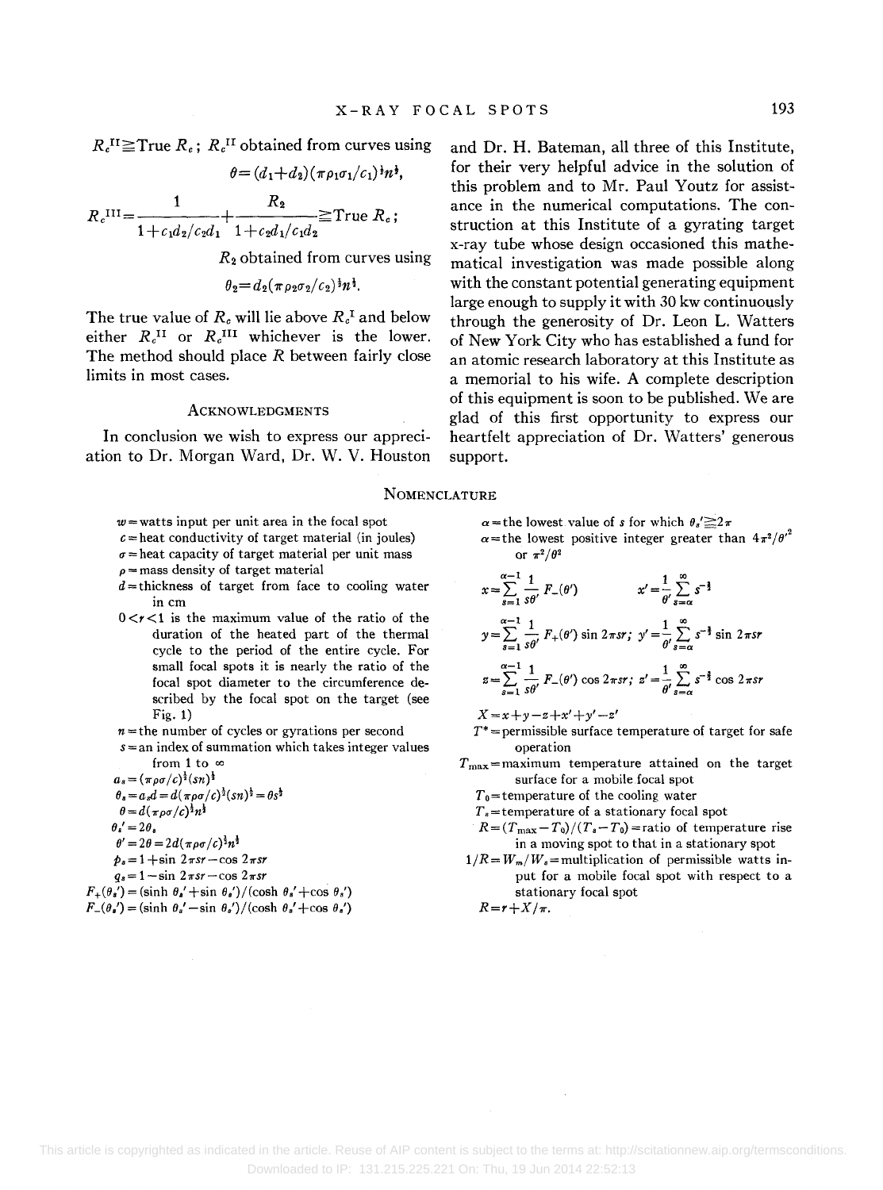$R_c^{II} \geqq$ True $R_c$; $R_c^{II}$ obtained from curves using

$$\theta = (d_1 + d_2)(\pi \rho_1 \sigma_1 / c_1)^{\frac{1}{2}} n^{\frac{1}{2}},$$

$$R_c^{III} = \frac{1}{1 + c_1 d_2 / c_2 d_1} + \frac{R_2}{1 + c_2 d_1 / c_1 d_2} \geqq \text{True } R_c;$$

$R_2$ obtained from curves using

$$\theta_2 = d_2 (\pi \rho_2 \sigma_2 / c_2)^{\frac{1}{2}} n^{\frac{1}{2}}.$$

The true value of $R_c$ will lie above $R_c^I$ and below either $R_c^{II}$ or $R_c^{III}$ whichever is the lower. The method should place $R$ between fairly close limits in most cases.

## Acknowledgments

In conclusion we wish to express our appreciation to Dr. Morgan Ward, Dr. W. V. Houston and Dr. H. Bateman, all three of this Institute, for their very helpful advice in the solution of this problem and to Mr. Paul Youtz for assistance in the numerical computations. The construction at this Institute of a gyrating target x-ray tube whose design occasioned this mathematical investigation was made possible along with the constant potential generating equipment large enough to supply it with 30 kw continuously through the generosity of Dr. Leon L. Watters of New York City who has established a fund for an atomic research laboratory at this Institute as a memorial to his wife. A complete description of this equipment is soon to be published. We are glad of this first opportunity to express our heartfelt appreciation of Dr. Watters' generous support.

## Nomenclature

$w$ = watts input per unit area in the focal spot

$c$ = heat conductivity of target material (in joules)

$\sigma$ = heat capacity of target material per unit mass

$\rho$ = mass density of target material

$d$ = thickness of target from face to cooling water in cm

$0 < r < 1$ is the maximum value of the ratio of the duration of the heated part of the thermal cycle to the period of the entire cycle. For small focal spots it is nearly the ratio of the focal spot diameter to the circumference described by the focal spot on the target (see Fig. 1)

$n$ = the number of cycles or gyrations per second

$s$ = an index of summation which takes integer values from 1 to $\infty$

$a_s = (\pi \rho \sigma / c)^{\frac{1}{2}} (sn)^{\frac{1}{2}}$

$\theta_s = a_s d = d(\pi \rho \sigma / c)^{\frac{1}{2}} (sn)^{\frac{1}{2}} = \theta s^{\frac{1}{2}}$

$\theta = d(\pi \rho \sigma / c)^{\frac{1}{2}} n^{\frac{1}{2}}$

$\theta_s' = 2\theta_s$

$\theta' = 2\theta = 2d(\pi \rho \sigma / c)^{\frac{1}{2}} n^{\frac{1}{2}}$

$p_s = 1 + \sin 2\pi sr - \cos 2\pi sr$

$q_s = 1 - \sin 2\pi sr - \cos 2\pi sr$

$F_+(\theta_s') = (\sinh \theta_s' + \sin \theta_s') / (\cosh \theta_s' + \cos \theta_s')$

$F_-(\theta_s') = (\sinh \theta_s' - \sin \theta_s') / (\cosh \theta_s' + \cos \theta_s')$

$\alpha$ = the lowest value of $s$ for which $\theta_s' \gtreqqless 2\pi$

$\alpha$ = the lowest positive integer greater than $4\pi^2/\theta'^2$ or $\pi^2/\theta^2$

$$x = \sum_{s=1}^{\alpha-1} \frac{1}{s\theta'} F_-(\theta') \qquad x' = \frac{1}{\theta'} \sum_{s=\alpha}^{\infty} s^{-\frac{3}{2}}$$

$$y = \sum_{s=1}^{\alpha-1} \frac{1}{s\theta'} F_+(\theta') \sin 2\pi sr; \quad y' = \frac{1}{\theta'} \sum_{s=\alpha}^{\infty} s^{-\frac{3}{2}} \sin 2\pi sr$$

$$z = \sum_{s=1}^{\alpha-1} \frac{1}{s\theta'} F_-(\theta') \cos 2\pi sr; \quad z' = \frac{1}{\theta'} \sum_{s=\alpha}^{\infty} s^{-\frac{3}{2}} \cos 2\pi sr$$

$X = x + y - z + x' + y' - z'$

$T^*$ = permissible surface temperature of target for safe operation

$T_{\max}$ = maximum temperature attained on the target surface for a mobile focal spot

$T_0$ = temperature of the cooling water

$T_s$ = temperature of a stationary focal spot

$R = (T_{\max} - T_0)/(T_s - T_0)$ = ratio of temperature rise in a moving spot to that in a stationary spot

$1/R = W_m / W_s$ = multiplication of permissible watts input for a mobile focal spot with respect to a stationary focal spot

$R = r + X/\pi$.